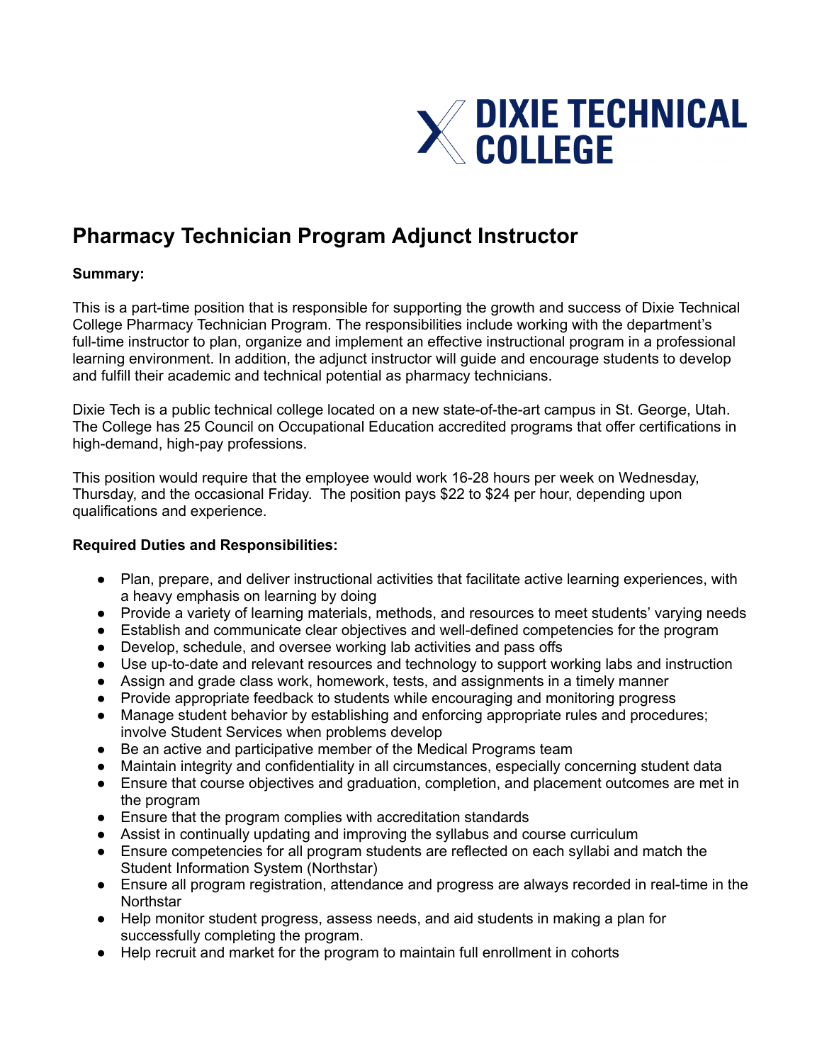DIXIE TECHNICAL COLLEGE

# Pharmacy Technician Program Adjunct Instructor

**Summary:**

This is a part-time position that is responsible for supporting the growth and success of Dixie Technical College Pharmacy Technician Program. The responsibilities include working with the department's full-time instructor to plan, organize and implement an effective instructional program in a professional learning environment. In addition, the adjunct instructor will guide and encourage students to develop and fulfill their academic and technical potential as pharmacy technicians.

Dixie Tech is a public technical college located on a new state-of-the-art campus in St. George, Utah. The College has 25 Council on Occupational Education accredited programs that offer certifications in high-demand, high-pay professions.

This position would require that the employee would work 16-28 hours per week on Wednesday, Thursday, and the occasional Friday. The position pays $22 to $24 per hour, depending upon qualifications and experience.

**Required Duties and Responsibilities:**

- Plan, prepare, and deliver instructional activities that facilitate active learning experiences, with a heavy emphasis on learning by doing
- Provide a variety of learning materials, methods, and resources to meet students' varying needs
- Establish and communicate clear objectives and well-defined competencies for the program
- Develop, schedule, and oversee working lab activities and pass offs
- Use up-to-date and relevant resources and technology to support working labs and instruction
- Assign and grade class work, homework, tests, and assignments in a timely manner
- Provide appropriate feedback to students while encouraging and monitoring progress
- Manage student behavior by establishing and enforcing appropriate rules and procedures; involve Student Services when problems develop
- Be an active and participative member of the Medical Programs team
- Maintain integrity and confidentiality in all circumstances, especially concerning student data
- Ensure that course objectives and graduation, completion, and placement outcomes are met in the program
- Ensure that the program complies with accreditation standards
- Assist in continually updating and improving the syllabus and course curriculum
- Ensure competencies for all program students are reflected on each syllabi and match the Student Information System (Northstar)
- Ensure all program registration, attendance and progress are always recorded in real-time in the Northstar
- Help monitor student progress, assess needs, and aid students in making a plan for successfully completing the program.
- Help recruit and market for the program to maintain full enrollment in cohorts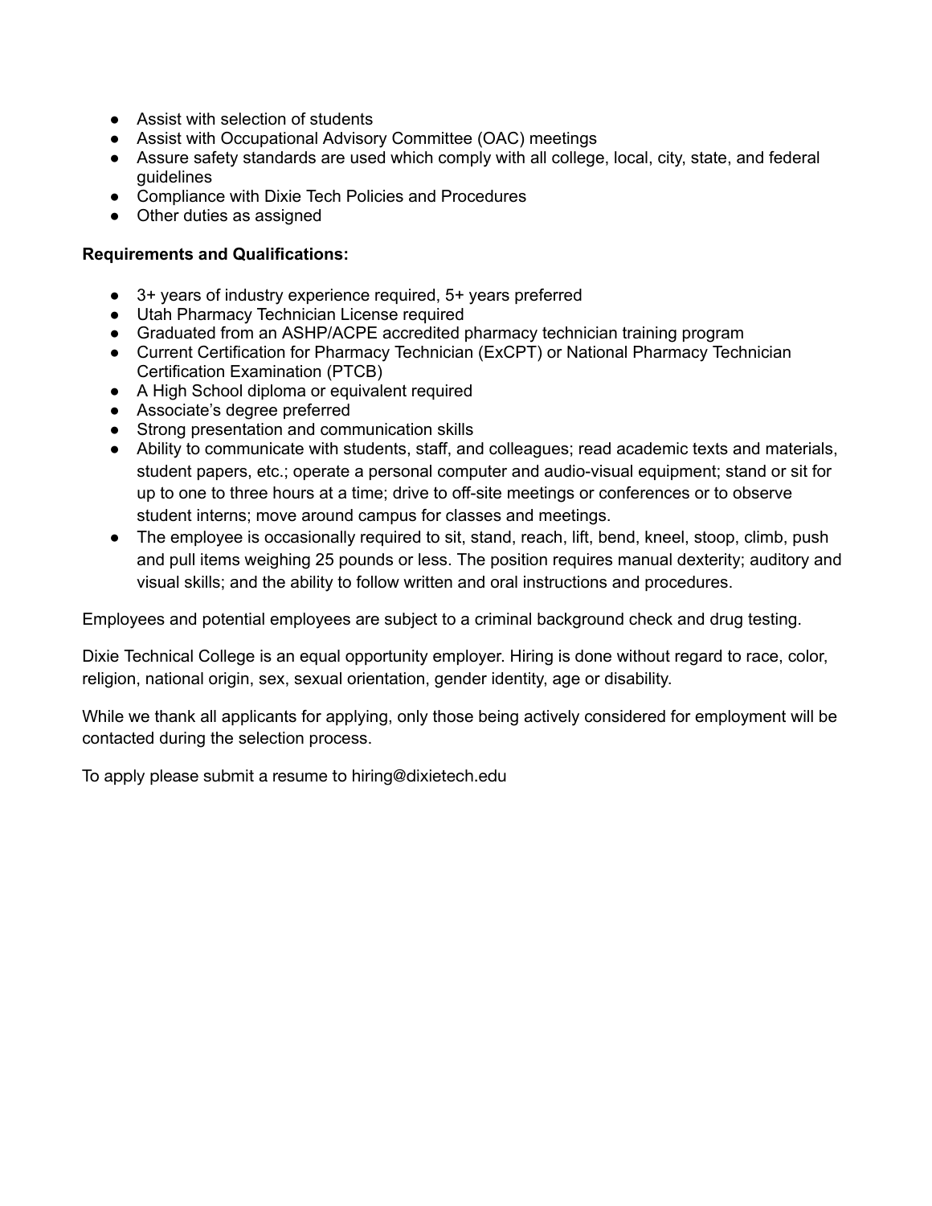- Assist with selection of students
- Assist with Occupational Advisory Committee (OAC) meetings
- Assure safety standards are used which comply with all college, local, city, state, and federal guidelines
- Compliance with Dixie Tech Policies and Procedures
- Other duties as assigned

**Requirements and Qualifications:**

- 3+ years of industry experience required, 5+ years preferred
- Utah Pharmacy Technician License required
- Graduated from an ASHP/ACPE accredited pharmacy technician training program
- Current Certification for Pharmacy Technician (ExCPT) or National Pharmacy Technician Certification Examination (PTCB)
- A High School diploma or equivalent required
- Associate's degree preferred
- Strong presentation and communication skills
- Ability to communicate with students, staff, and colleagues; read academic texts and materials, student papers, etc.; operate a personal computer and audio-visual equipment; stand or sit for up to one to three hours at a time; drive to off-site meetings or conferences or to observe student interns; move around campus for classes and meetings.
- The employee is occasionally required to sit, stand, reach, lift, bend, kneel, stoop, climb, push and pull items weighing 25 pounds or less. The position requires manual dexterity; auditory and visual skills; and the ability to follow written and oral instructions and procedures.

Employees and potential employees are subject to a criminal background check and drug testing.

Dixie Technical College is an equal opportunity employer. Hiring is done without regard to race, color, religion, national origin, sex, sexual orientation, gender identity, age or disability.

While we thank all applicants for applying, only those being actively considered for employment will be contacted during the selection process.

To apply please submit a resume to hiring@dixietech.edu